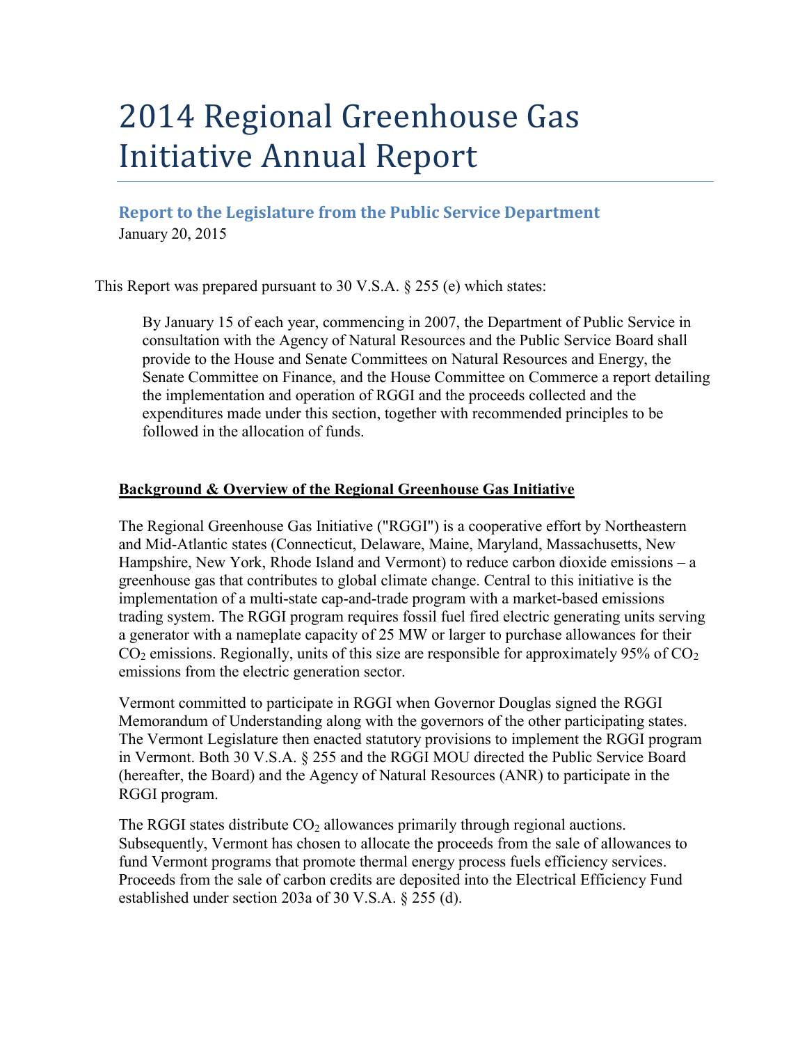# 2014 Regional Greenhouse Gas Initiative Annual Report

## Report to the Legislature from the Public Service Department

January 20, 2015

This Report was prepared pursuant to 30 V.S.A. § 255 (e) which states:

> By January 15 of each year, commencing in 2007, the Department of Public Service in consultation with the Agency of Natural Resources and the Public Service Board shall provide to the House and Senate Committees on Natural Resources and Energy, the Senate Committee on Finance, and the House Committee on Commerce a report detailing the implementation and operation of RGGI and the proceeds collected and the expenditures made under this section, together with recommended principles to be followed in the allocation of funds.

### Background & Overview of the Regional Greenhouse Gas Initiative

The Regional Greenhouse Gas Initiative ("RGGI") is a cooperative effort by Northeastern and Mid-Atlantic states (Connecticut, Delaware, Maine, Maryland, Massachusetts, New Hampshire, New York, Rhode Island and Vermont) to reduce carbon dioxide emissions – a greenhouse gas that contributes to global climate change. Central to this initiative is the implementation of a multi-state cap-and-trade program with a market-based emissions trading system. The RGGI program requires fossil fuel fired electric generating units serving a generator with a nameplate capacity of 25 MW or larger to purchase allowances for their $CO_2$ emissions. Regionally, units of this size are responsible for approximately 95% of $CO_2$ emissions from the electric generation sector.

Vermont committed to participate in RGGI when Governor Douglas signed the RGGI Memorandum of Understanding along with the governors of the other participating states. The Vermont Legislature then enacted statutory provisions to implement the RGGI program in Vermont. Both 30 V.S.A. § 255 and the RGGI MOU directed the Public Service Board (hereafter, the Board) and the Agency of Natural Resources (ANR) to participate in the RGGI program.

The RGGI states distribute $CO_2$ allowances primarily through regional auctions. Subsequently, Vermont has chosen to allocate the proceeds from the sale of allowances to fund Vermont programs that promote thermal energy process fuels efficiency services. Proceeds from the sale of carbon credits are deposited into the Electrical Efficiency Fund established under section 203a of 30 V.S.A. § 255 (d).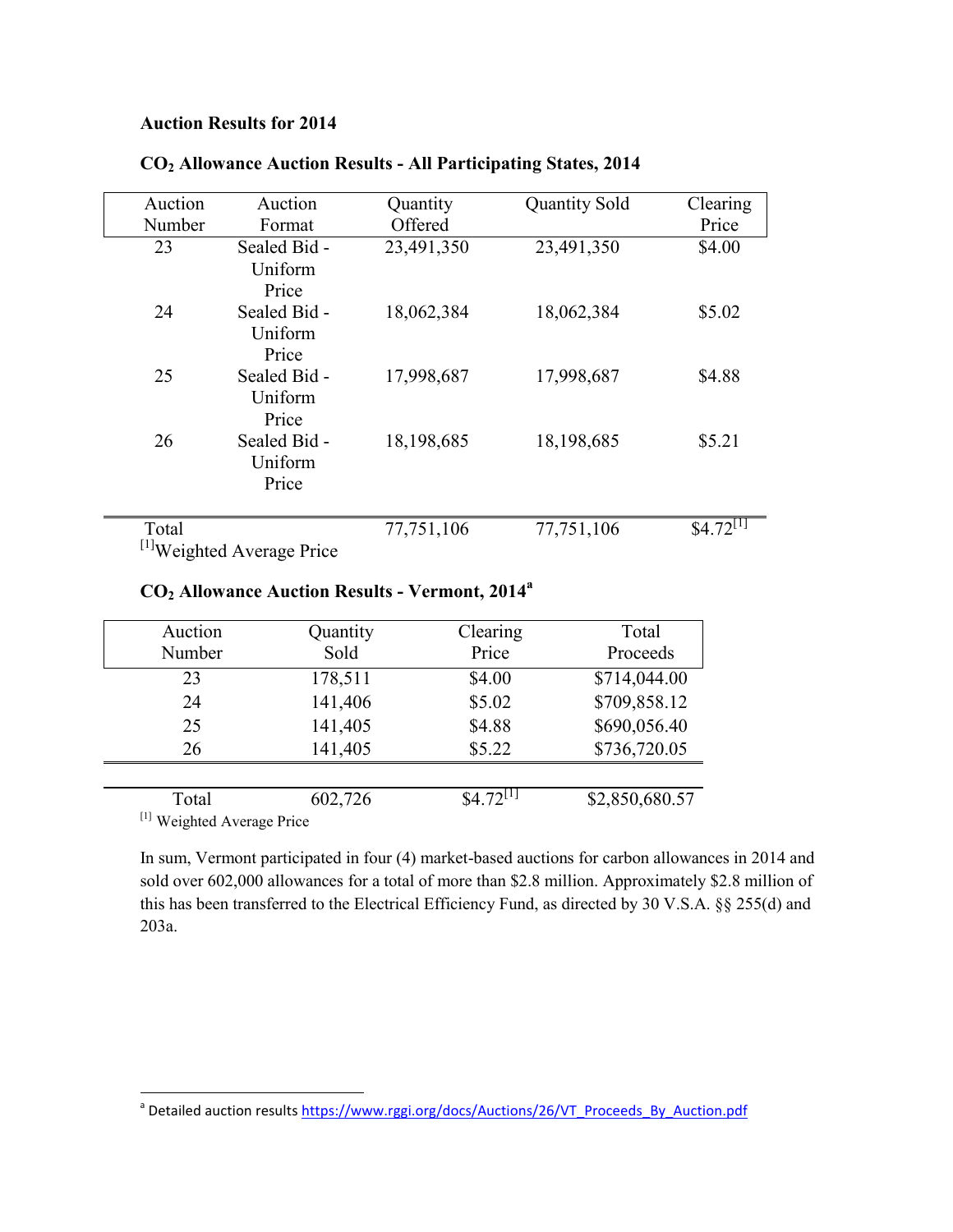**Auction Results for 2014**

**$CO_2$ Allowance Auction Results - All Participating States, 2014**

| Auction Number | Auction Format | Quantity Offered | Quantity Sold | Clearing Price |
|---|---|---|---|---|
| 23 | Sealed Bid - Uniform Price | 23,491,350 | 23,491,350 | $4.00 |
| 24 | Sealed Bid - Uniform Price | 18,062,384 | 18,062,384 | $5.02 |
| 25 | Sealed Bid - Uniform Price | 17,998,687 | 17,998,687 | $4.88 |
| 26 | Sealed Bid - Uniform Price | 18,198,685 | 18,198,685 | $5.21 |
| Total | | 77,751,106 | 77,751,106 | $4.72[1] |

[1]Weighted Average Price

**$CO_2$ Allowance Auction Results - Vermont, 2014[a]**

| Auction Number | Quantity Sold | Clearing Price | Total Proceeds |
|---|---|---|---|
| 23 | 178,511 | $4.00 | $714,044.00 |
| 24 | 141,406 | $5.02 | $709,858.12 |
| 25 | 141,405 | $4.88 | $690,056.40 |
| 26 | 141,405 | $5.22 | $736,720.05 |
| Total | 602,726 | $4.72[1] | $2,850,680.57 |

[1] Weighted Average Price

In sum, Vermont participated in four (4) market-based auctions for carbon allowances in 2014 and sold over 602,000 allowances for a total of more than $2.8 million. Approximately $2.8 million of this has been transferred to the Electrical Efficiency Fund, as directed by 30 V.S.A. §§ 255(d) and 203a.

[a] Detailed auction results https://www.rggi.org/docs/Auctions/26/VT_Proceeds_By_Auction.pdf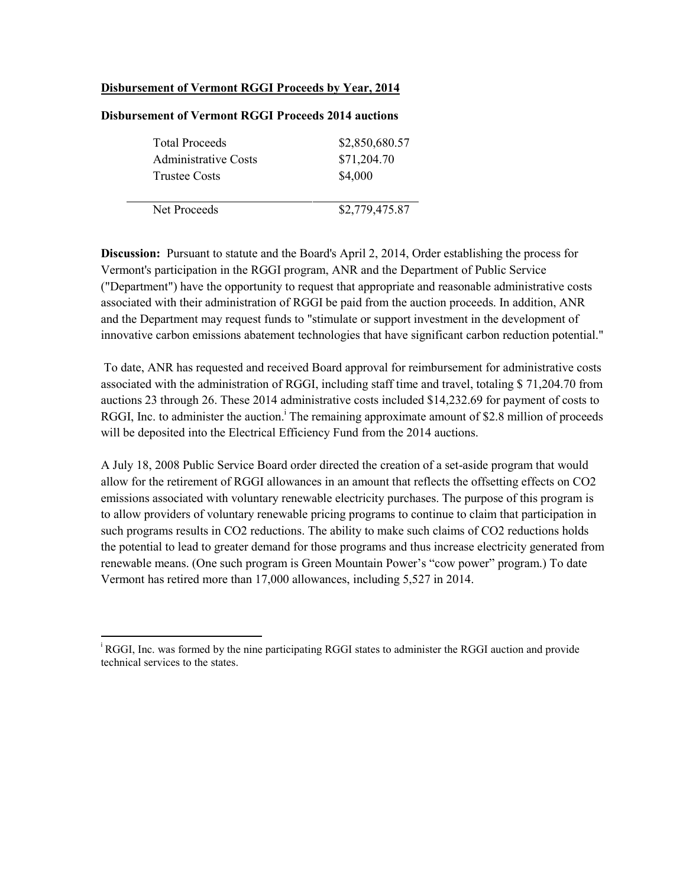**<u>Disbursement of Vermont RGGI Proceeds by Year, 2014</u>**

**Disbursement of Vermont RGGI Proceeds 2014 auctions**

| | |
|---|---|
| Total Proceeds | \$2,850,680.57 |
| Administrative Costs | \$71,204.70 |
| Trustee Costs | \$4,000 |
| Net Proceeds | \$2,779,475.87 |

**Discussion:** Pursuant to statute and the Board's April 2, 2014, Order establishing the process for Vermont's participation in the RGGI program, ANR and the Department of Public Service ("Department") have the opportunity to request that appropriate and reasonable administrative costs associated with their administration of RGGI be paid from the auction proceeds. In addition, ANR and the Department may request funds to "stimulate or support investment in the development of innovative carbon emissions abatement technologies that have significant carbon reduction potential."

To date, ANR has requested and received Board approval for reimbursement for administrative costs associated with the administration of RGGI, including staff time and travel, totaling \$ 71,204.70 from auctions 23 through 26. These 2014 administrative costs included \$14,232.69 for payment of costs to RGGI, Inc. to administer the auction.[i] The remaining approximate amount of \$2.8 million of proceeds will be deposited into the Electrical Efficiency Fund from the 2014 auctions.

A July 18, 2008 Public Service Board order directed the creation of a set-aside program that would allow for the retirement of RGGI allowances in an amount that reflects the offsetting effects on CO2 emissions associated with voluntary renewable electricity purchases. The purpose of this program is to allow providers of voluntary renewable pricing programs to continue to claim that participation in such programs results in CO2 reductions. The ability to make such claims of CO2 reductions holds the potential to lead to greater demand for those programs and thus increase electricity generated from renewable means. (One such program is Green Mountain Power's "cow power" program.) To date Vermont has retired more than 17,000 allowances, including 5,527 in 2014.

[i] RGGI, Inc. was formed by the nine participating RGGI states to administer the RGGI auction and provide technical services to the states.